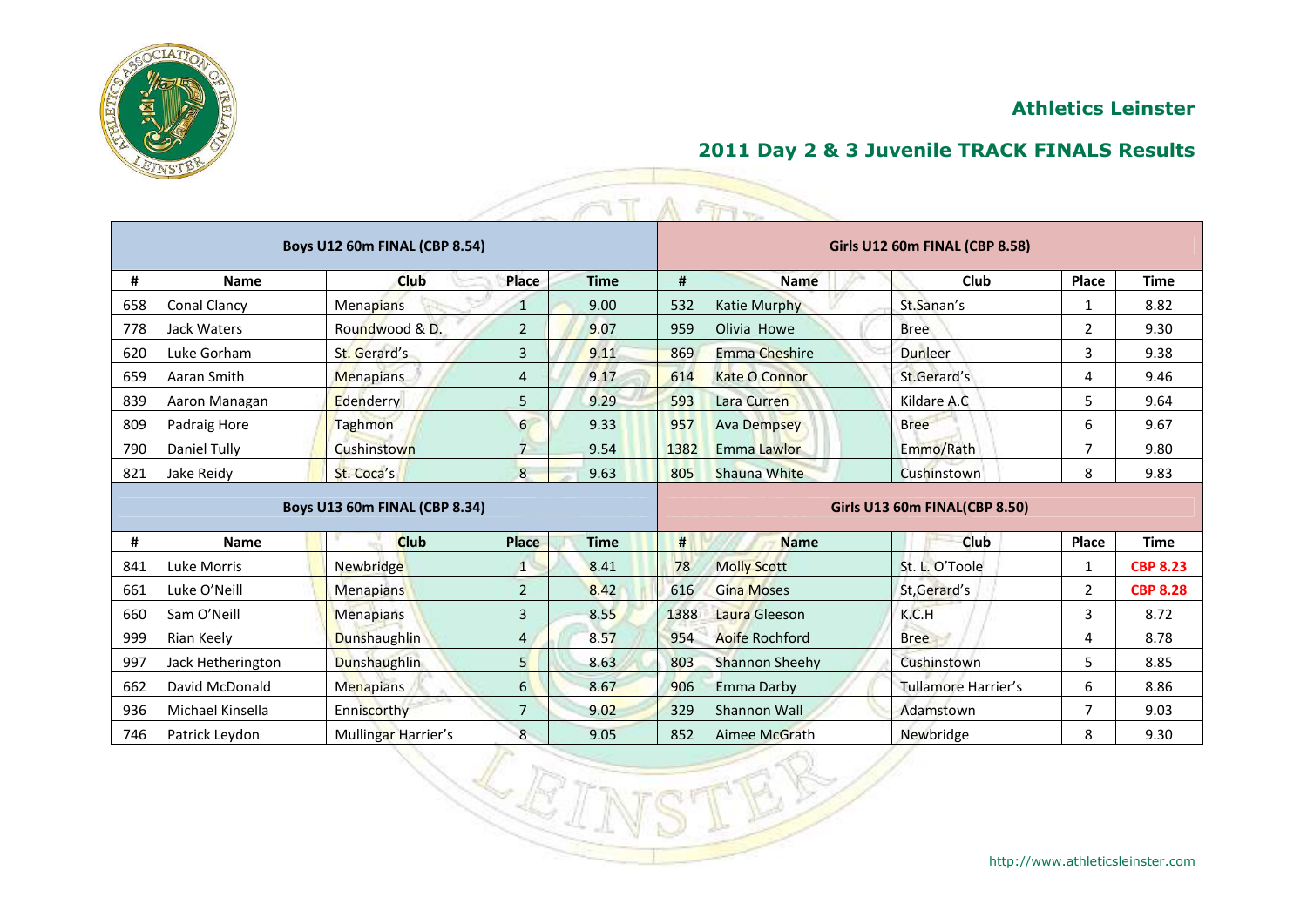# Athletics Leinster

## 2011 Day 2 & 3 Juvenile TRACK FINALS Results

| Boys U12 60m FINAL (CBP 8.54) | | | | | Girls U12 60m FINAL (CBP 8.58) | | | | |
|---|---|---|---|---|---|---|---|---|---|
| # | Name | Club | Place | Time | # | Name | Club | Place | Time |
| 658 | Conal Clancy | Menapians | 1 | 9.00 | 532 | Katie Murphy | St.Sanan's | 1 | 8.82 |
| 778 | Jack Waters | Roundwood & D. | 2 | 9.07 | 959 | Olivia Howe | Bree | 2 | 9.30 |
| 620 | Luke Gorham | St. Gerard's | 3 | 9.11 | 869 | Emma Cheshire | Dunleer | 3 | 9.38 |
| 659 | Aaran Smith | Menapians | 4 | 9.17 | 614 | Kate O Connor | St.Gerard's | 4 | 9.46 |
| 839 | Aaron Managan | Edenderry | 5 | 9.29 | 593 | Lara Curren | Kildare A.C | 5 | 9.64 |
| 809 | Padraig Hore | Taghmon | 6 | 9.33 | 957 | Ava Dempsey | Bree | 6 | 9.67 |
| 790 | Daniel Tully | Cushinstown | 7 | 9.54 | 1382 | Emma Lawlor | Emmo/Rath | 7 | 9.80 |
| 821 | Jake Reidy | St. Coca's | 8 | 9.63 | 805 | Shauna White | Cushinstown | 8 | 9.83 |

| Boys U13 60m FINAL (CBP 8.34) | | | | | Girls U13 60m FINAL(CBP 8.50) | | | | |
|---|---|---|---|---|---|---|---|---|---|
| # | Name | Club | Place | Time | # | Name | Club | Place | Time |
| 841 | Luke Morris | Newbridge | 1 | 8.41 | 78 | Molly Scott | St. L. O'Toole | 1 | **CBP 8.23** |
| 661 | Luke O'Neill | Menapians | 2 | 8.42 | 616 | Gina Moses | St,Gerard's | 2 | **CBP 8.28** |
| 660 | Sam O'Neill | Menapians | 3 | 8.55 | 1388 | Laura Gleeson | K.C.H | 3 | 8.72 |
| 999 | Rian Keely | Dunshaughlin | 4 | 8.57 | 954 | Aoife Rochford | Bree | 4 | 8.78 |
| 997 | Jack Hetherington | Dunshaughlin | 5 | 8.63 | 803 | Shannon Sheehy | Cushinstown | 5 | 8.85 |
| 662 | David McDonald | Menapians | 6 | 8.67 | 906 | Emma Darby | Tullamore Harrier's | 6 | 8.86 |
| 936 | Michael Kinsella | Enniscorthy | 7 | 9.02 | 329 | Shannon Wall | Adamstown | 7 | 9.03 |
| 746 | Patrick Leydon | Mullingar Harrier's | 8 | 9.05 | 852 | Aimee McGrath | Newbridge | 8 | 9.30 |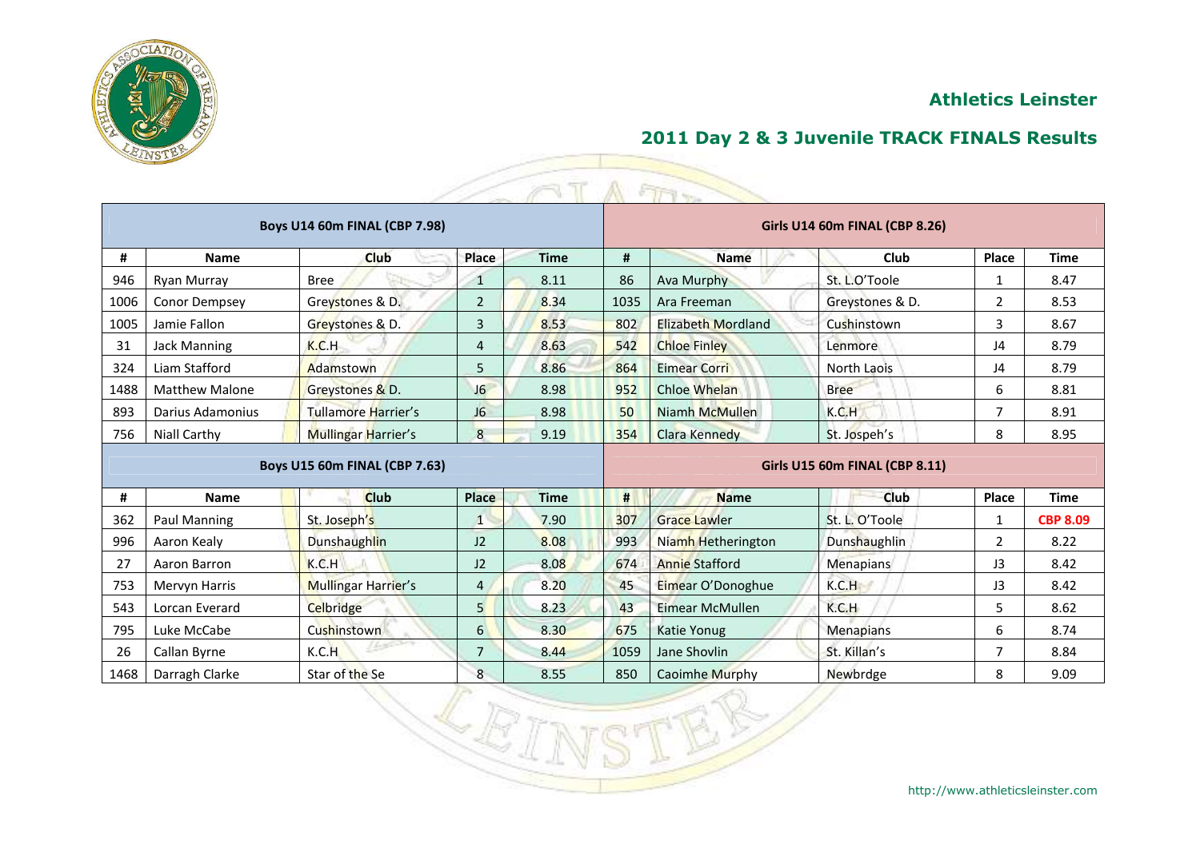## Athletics Leinster

## 2011 Day 2 & 3 Juvenile TRACK FINALS Results

| Boys U14 60m FINAL (CBP 7.98) | | | | | Girls U14 60m FINAL (CBP 8.26) | | | | |
|---|---|---|---|---|---|---|---|---|---|
| # | Name | Club | Place | Time | # | Name | Club | Place | Time |
| 946 | Ryan Murray | Bree | 1 | 8.11 | 86 | Ava Murphy | St. L.O'Toole | 1 | 8.47 |
| 1006 | Conor Dempsey | Greystones & D. | 2 | 8.34 | 1035 | Ara Freeman | Greystones & D. | 2 | 8.53 |
| 1005 | Jamie Fallon | Greystones & D. | 3 | 8.53 | 802 | Elizabeth Mordland | Cushinstown | 3 | 8.67 |
| 31 | Jack Manning | K.C.H | 4 | 8.63 | 542 | Chloe Finley | Lenmore | J4 | 8.79 |
| 324 | Liam Stafford | Adamstown | 5 | 8.86 | 864 | Eimear Corri | North Laois | J4 | 8.79 |
| 1488 | Matthew Malone | Greystones & D. | J6 | 8.98 | 952 | Chloe Whelan | Bree | 6 | 8.81 |
| 893 | Darius Adamonius | Tullamore Harrier's | J6 | 8.98 | 50 | Niamh McMullen | K.C.H | 7 | 8.91 |
| 756 | Niall Carthy | Mullingar Harrier's | 8 | 9.19 | 354 | Clara Kennedy | St. Jospeh's | 8 | 8.95 |

| Boys U15 60m FINAL (CBP 7.63) | | | | | Girls U15 60m FINAL (CBP 8.11) | | | | |
|---|---|---|---|---|---|---|---|---|---|
| # | Name | Club | Place | Time | # | Name | Club | Place | Time |
| 362 | Paul Manning | St. Joseph's | 1 | 7.90 | 307 | Grace Lawler | St. L. O'Toole | 1 | **CBP 8.09** |
| 996 | Aaron Kealy | Dunshaughlin | J2 | 8.08 | 993 | Niamh Hetherington | Dunshaughlin | 2 | 8.22 |
| 27 | Aaron Barron | K.C.H | J2 | 8.08 | 674 | Annie Stafford | Menapians | J3 | 8.42 |
| 753 | Mervyn Harris | Mullingar Harrier's | 4 | 8.20 | 45 | Eimear O'Donoghue | K.C.H | J3 | 8.42 |
| 543 | Lorcan Everard | Celbridge | 5 | 8.23 | 43 | Eimear McMullen | K.C.H | 5 | 8.62 |
| 795 | Luke McCabe | Cushinstown | 6 | 8.30 | 675 | Katie Yonug | Menapians | 6 | 8.74 |
| 26 | Callan Byrne | K.C.H | 7 | 8.44 | 1059 | Jane Shovlin | St. Killan's | 7 | 8.84 |
| 1468 | Darragh Clarke | Star of the Se | 8 | 8.55 | 850 | Caoimhe Murphy | Newbrdge | 8 | 9.09 |

http://www.athleticsleinster.com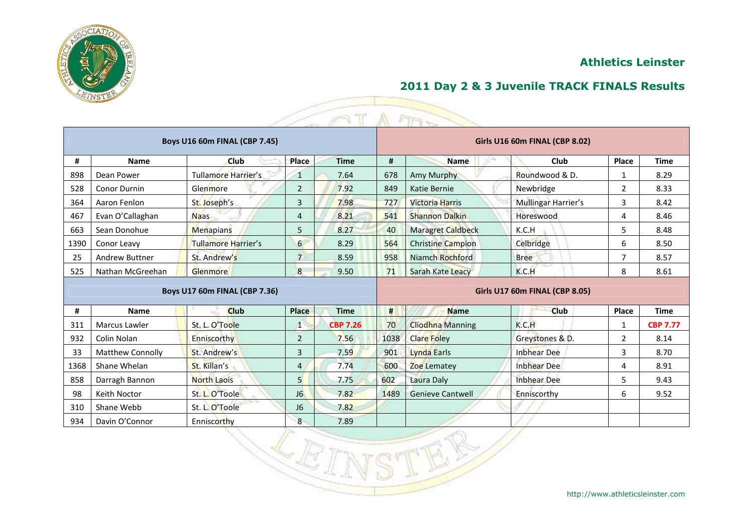## Athletics Leinster

## 2011 Day 2 & 3 Juvenile TRACK FINALS Results

| Boys U16 60m FINAL (CBP 7.45) | | | | | Girls U16 60m FINAL (CBP 8.02) | | | | |
|---|---|---|---|---|---|---|---|---|---|
| # | Name | Club | Place | Time | # | Name | Club | Place | Time |
| 898 | Dean Power | Tullamore Harrier's | 1 | 7.64 | 678 | Amy Murphy | Roundwood & D. | 1 | 8.29 |
| 528 | Conor Durnin | Glenmore | 2 | 7.92 | 849 | Katie Bernie | Newbridge | 2 | 8.33 |
| 364 | Aaron Fenlon | St. Joseph's | 3 | 7.98 | 727 | Victoria Harris | Mullingar Harrier's | 3 | 8.42 |
| 467 | Evan O'Callaghan | Naas | 4 | 8.21 | 541 | Shannon Dalkin | Horeswood | 4 | 8.46 |
| 663 | Sean Donohue | Menapians | 5 | 8.27 | 40 | Maragret Caldbeck | K.C.H | 5 | 8.48 |
| 1390 | Conor Leavy | Tullamore Harrier's | 6 | 8.29 | 564 | Christine Campion | Celbridge | 6 | 8.50 |
| 25 | Andrew Buttner | St. Andrew's | 7 | 8.59 | 958 | Niamch Rochford | Bree | 7 | 8.57 |
| 525 | Nathan McGreehan | Glenmore | 8 | 9.50 | 71 | Sarah Kate Leacy | K.C.H | 8 | 8.61 |

| Boys U17 60m FINAL (CBP 7.36) | | | | | Girls U17 60m FINAL (CBP 8.05) | | | | |
|---|---|---|---|---|---|---|---|---|---|
| # | Name | Club | Place | Time | # | Name | Club | Place | Time |
| 311 | Marcus Lawler | St. L. O'Toole | 1 | **CBP 7.26** | 70 | Cliodhna Manning | K.C.H | 1 | **CBP 7.77** |
| 932 | Colin Nolan | Enniscorthy | 2 | 7.56 | 1038 | Clare Foley | Greystones & D. | 2 | 8.14 |
| 33 | Matthew Connolly | St. Andrew's | 3 | 7.59 | 901 | Lynda Earls | Inbhear Dee | 3 | 8.70 |
| 1368 | Shane Whelan | St. Killan's | 4 | 7.74 | 600 | Zoe Lematey | Inbhear Dee | 4 | 8.91 |
| 858 | Darragh Bannon | North Laois | 5 | 7.75 | 602 | Laura Daly | Inbhear Dee | 5 | 9.43 |
| 98 | Keith Noctor | St. L. O'Toole | J6 | 7.82 | 1489 | Genieve Cantwell | Enniscorthy | 6 | 9.52 |
| 310 | Shane Webb | St. L. O'Toole | J6 | 7.82 | | | | | |
| 934 | Davin O'Connor | Enniscorthy | 8 | 7.89 | | | | | |

http://www.athleticsleinster.com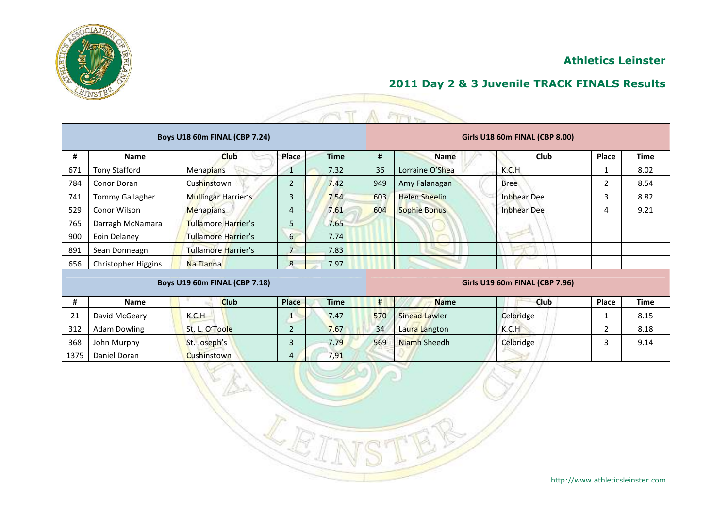## Athletics Leinster

## 2011 Day 2 & 3 Juvenile TRACK FINALS Results

| Boys U18 60m FINAL (CBP 7.24) | | | | | Girls U18 60m FINAL (CBP 8.00) | | | | |
|---|---|---|---|---|---|---|---|---|---|
| # | Name | Club | Place | Time | # | Name | Club | Place | Time |
| 671 | Tony Stafford | Menapians | 1 | 7.32 | 36 | Lorraine O'Shea | K.C.H | 1 | 8.02 |
| 784 | Conor Doran | Cushinstown | 2 | 7.42 | 949 | Amy Falanagan | Bree | 2 | 8.54 |
| 741 | Tommy Gallagher | Mullingar Harrier's | 3 | 7.54 | 603 | Helen Sheelin | Inbhear Dee | 3 | 8.82 |
| 529 | Conor Wilson | Menapians | 4 | 7.61 | 604 | Sophie Bonus | Inbhear Dee | 4 | 9.21 |
| 765 | Darragh McNamara | Tullamore Harrier's | 5 | 7.65 | | | | | |
| 900 | Eoin Delaney | Tullamore Harrier's | 6 | 7.74 | | | | | |
| 891 | Sean Donneagn | Tullamore Harrier's | 7 | 7.83 | | | | | |
| 656 | Christopher Higgins | Na Fianna | 8 | 7.97 | | | | | |

| Boys U19 60m FINAL (CBP 7.18) | | | | | Girls U19 60m FINAL (CBP 7.96) | | | | |
|---|---|---|---|---|---|---|---|---|---|
| # | Name | Club | Place | Time | # | Name | Club | Place | Time |
| 21 | David McGeary | K.C.H | 1 | 7.47 | 570 | Sinead Lawler | Celbridge | 1 | 8.15 |
| 312 | Adam Dowling | St. L. O'Toole | 2 | 7.67 | 34 | Laura Langton | K.C.H | 2 | 8.18 |
| 368 | John Murphy | St. Joseph's | 3 | 7.79 | 569 | Niamh Sheedh | Celbridge | 3 | 9.14 |
| 1375 | Daniel Doran | Cushinstown | 4 | 7,91 | | | | | |

http://www.athleticsleinster.com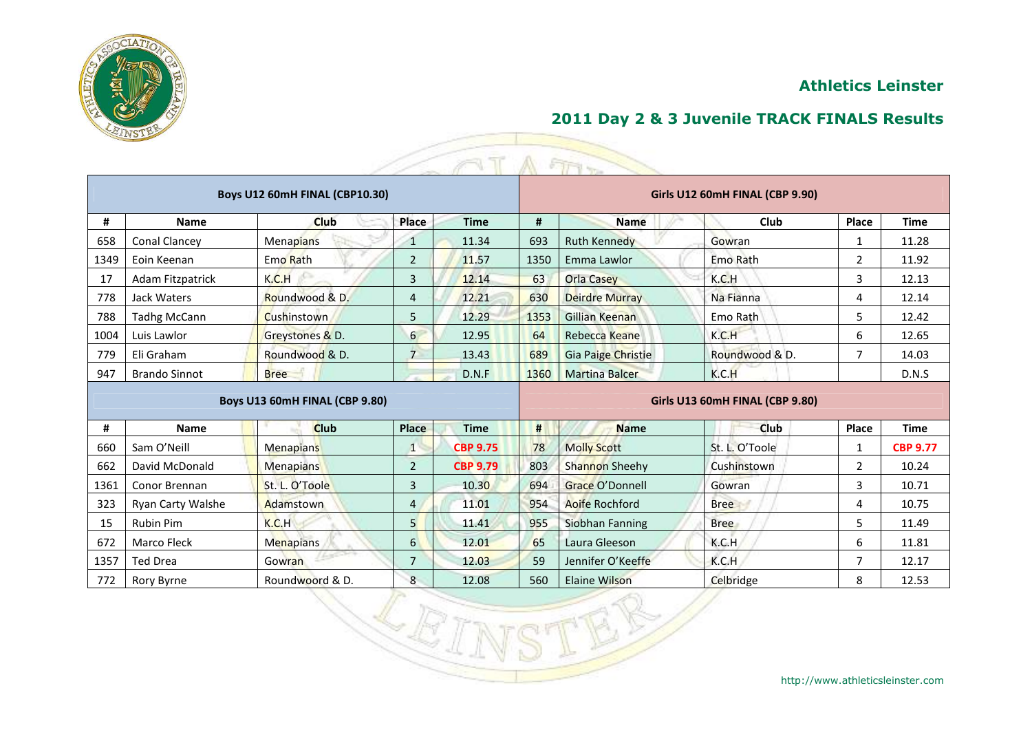## Athletics Leinster

## 2011 Day 2 & 3 Juvenile TRACK FINALS Results

| Boys U12 60mH FINAL (CBP10.30) | | | | | Girls U12 60mH FINAL (CBP 9.90) | | | | |
|---|---|---|---|---|---|---|---|---|---|
| # | Name | Club | Place | Time | # | Name | Club | Place | Time |
| 658 | Conal Clancey | Menapians | 1 | 11.34 | 693 | Ruth Kennedy | Gowran | 1 | 11.28 |
| 1349 | Eoin Keenan | Emo Rath | 2 | 11.57 | 1350 | Emma Lawlor | Emo Rath | 2 | 11.92 |
| 17 | Adam Fitzpatrick | K.C.H | 3 | 12.14 | 63 | Orla Casey | K.C.H | 3 | 12.13 |
| 778 | Jack Waters | Roundwood & D. | 4 | 12.21 | 630 | Deirdre Murray | Na Fianna | 4 | 12.14 |
| 788 | Tadhg McCann | Cushinstown | 5 | 12.29 | 1353 | Gillian Keenan | Emo Rath | 5 | 12.42 |
| 1004 | Luis Lawlor | Greystones & D. | 6 | 12.95 | 64 | Rebecca Keane | K.C.H | 6 | 12.65 |
| 779 | Eli Graham | Roundwood & D. | 7 | 13.43 | 689 | Gia Paige Christie | Roundwood & D. | 7 | 14.03 |
| 947 | Brando Sinnot | Bree | | D.N.F | 1360 | Martina Balcer | K.C.H | | D.N.S |

| Boys U13 60mH FINAL (CBP 9.80) | | | | | Girls U13 60mH FINAL (CBP 9.80) | | | | |
|---|---|---|---|---|---|---|---|---|---|
| # | Name | Club | Place | Time | # | Name | Club | Place | Time |
| 660 | Sam O'Neill | Menapians | 1 | **CBP 9.75** | 78 | Molly Scott | St. L. O'Toole | 1 | **CBP 9.77** |
| 662 | David McDonald | Menapians | 2 | **CBP 9.79** | 803 | Shannon Sheehy | Cushinstown | 2 | 10.24 |
| 1361 | Conor Brennan | St. L. O'Toole | 3 | 10.30 | 694 | Grace O'Donnell | Gowran | 3 | 10.71 |
| 323 | Ryan Carty Walshe | Adamstown | 4 | 11.01 | 954 | Aoife Rochford | Bree | 4 | 10.75 |
| 15 | Rubin Pim | K.C.H | 5 | 11.41 | 955 | Siobhan Fanning | Bree | 5 | 11.49 |
| 672 | Marco Fleck | Menapians | 6 | 12.01 | 65 | Laura Gleeson | K.C.H | 6 | 11.81 |
| 1357 | Ted Drea | Gowran | 7 | 12.03 | 59 | Jennifer O'Keeffe | K.C.H | 7 | 12.17 |
| 772 | Rory Byrne | Roundwoord & D. | 8 | 12.08 | 560 | Elaine Wilson | Celbridge | 8 | 12.53 |

http://www.athleticsleinster.com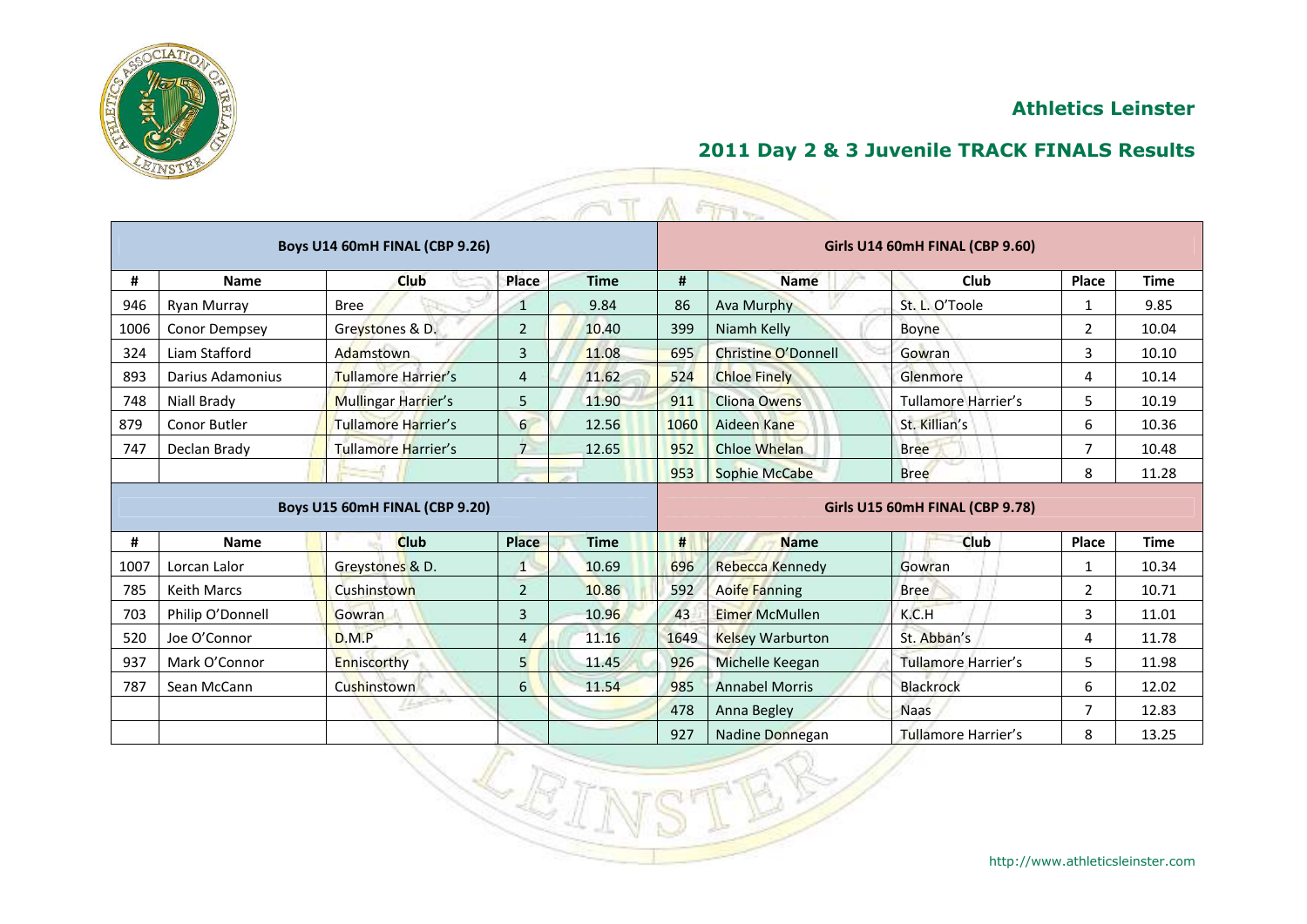## Athletics Leinster

## 2011 Day 2 & 3 Juvenile TRACK FINALS Results

| Boys U14 60mH FINAL (CBP 9.26) | | | | | Girls U14 60mH FINAL (CBP 9.60) | | | | |
|---|---|---|---|---|---|---|---|---|---|
| # | Name | Club | Place | Time | # | Name | Club | Place | Time |
| 946 | Ryan Murray | Bree | 1 | 9.84 | 86 | Ava Murphy | St. L. O'Toole | 1 | 9.85 |
| 1006 | Conor Dempsey | Greystones & D. | 2 | 10.40 | 399 | Niamh Kelly | Boyne | 2 | 10.04 |
| 324 | Liam Stafford | Adamstown | 3 | 11.08 | 695 | Christine O'Donnell | Gowran | 3 | 10.10 |
| 893 | Darius Adamonius | Tullamore Harrier's | 4 | 11.62 | 524 | Chloe Finely | Glenmore | 4 | 10.14 |
| 748 | Niall Brady | Mullingar Harrier's | 5 | 11.90 | 911 | Cliona Owens | Tullamore Harrier's | 5 | 10.19 |
| 879 | Conor Butler | Tullamore Harrier's | 6 | 12.56 | 1060 | Aideen Kane | St. Killian's | 6 | 10.36 |
| 747 | Declan Brady | Tullamore Harrier's | 7 | 12.65 | 952 | Chloe Whelan | Bree | 7 | 10.48 |
| | | | | | 953 | Sophie McCabe | Bree | 8 | 11.28 |

| Boys U15 60mH FINAL (CBP 9.20) | | | | | Girls U15 60mH FINAL (CBP 9.78) | | | | |
|---|---|---|---|---|---|---|---|---|---|
| # | Name | Club | Place | Time | # | Name | Club | Place | Time |
| 1007 | Lorcan Lalor | Greystones & D. | 1 | 10.69 | 696 | Rebecca Kennedy | Gowran | 1 | 10.34 |
| 785 | Keith Marcs | Cushinstown | 2 | 10.86 | 592 | Aoife Fanning | Bree | 2 | 10.71 |
| 703 | Philip O'Donnell | Gowran | 3 | 10.96 | 43 | Eimer McMullen | K.C.H | 3 | 11.01 |
| 520 | Joe O'Connor | D.M.P | 4 | 11.16 | 1649 | Kelsey Warburton | St. Abban's | 4 | 11.78 |
| 937 | Mark O'Connor | Enniscorthy | 5 | 11.45 | 926 | Michelle Keegan | Tullamore Harrier's | 5 | 11.98 |
| 787 | Sean McCann | Cushinstown | 6 | 11.54 | 985 | Annabel Morris | Blackrock | 6 | 12.02 |
| | | | | | 478 | Anna Begley | Naas | 7 | 12.83 |
| | | | | | 927 | Nadine Donnegan | Tullamore Harrier's | 8 | 13.25 |

http://www.athleticsleinster.com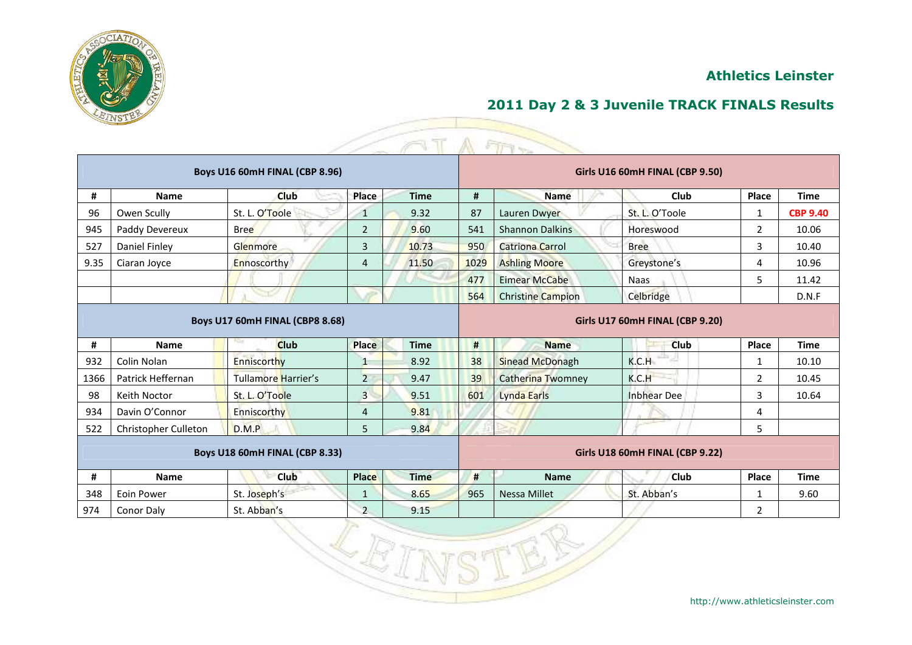## Athletics Leinster

## 2011 Day 2 & 3 Juvenile TRACK FINALS Results

| Boys U16 60mH FINAL (CBP 8.96) | | | | | Girls U16 60mH FINAL (CBP 9.50) | | | | |
|---|---|---|---|---|---|---|---|---|---|
| # | Name | Club | Place | Time | # | Name | Club | Place | Time |
| 96 | Owen Scully | St. L. O'Toole | 1 | 9.32 | 87 | Lauren Dwyer | St. L. O'Toole | 1 | **CBP 9.40** |
| 945 | Paddy Devereux | Bree | 2 | 9.60 | 541 | Shannon Dalkins | Horeswood | 2 | 10.06 |
| 527 | Daniel Finley | Glenmore | 3 | 10.73 | 950 | Catriona Carrol | Bree | 3 | 10.40 |
| 9.35 | Ciaran Joyce | Ennoscorthy | 4 | 11.50 | 1029 | Ashling Moore | Greystone's | 4 | 10.96 |
| | | | | | 477 | Eimear McCabe | Naas | 5 | 11.42 |
| | | | | | 564 | Christine Campion | Celbridge | | D.N.F |

| Boys U17 60mH FINAL (CBP8 8.68) | | | | | Girls U17 60mH FINAL (CBP 9.20) | | | | |
|---|---|---|---|---|---|---|---|---|---|
| # | Name | Club | Place | Time | # | Name | Club | Place | Time |
| 932 | Colin Nolan | Enniscorthy | 1 | 8.92 | 38 | Sinead McDonagh | K.C.H | 1 | 10.10 |
| 1366 | Patrick Heffernan | Tullamore Harrier's | 2 | 9.47 | 39 | Catherina Twomney | K.C.H | 2 | 10.45 |
| 98 | Keith Noctor | St. L. O'Toole | 3 | 9.51 | 601 | Lynda Earls | Inbhear Dee | 3 | 10.64 |
| 934 | Davin O'Connor | Enniscorthy | 4 | 9.81 | | | | 4 | |
| 522 | Christopher Culleton | D.M.P | 5 | 9.84 | | | | 5 | |

| Boys U18 60mH FINAL (CBP 8.33) | | | | | Girls U18 60mH FINAL (CBP 9.22) | | | | |
|---|---|---|---|---|---|---|---|---|---|
| # | Name | Club | Place | Time | # | Name | Club | Place | Time |
| 348 | Eoin Power | St. Joseph's | 1 | 8.65 | 965 | Nessa Millet | St. Abban's | 1 | 9.60 |
| 974 | Conor Daly | St. Abban's | 2 | 9.15 | | | | 2 | |

http://www.athleticsleinster.com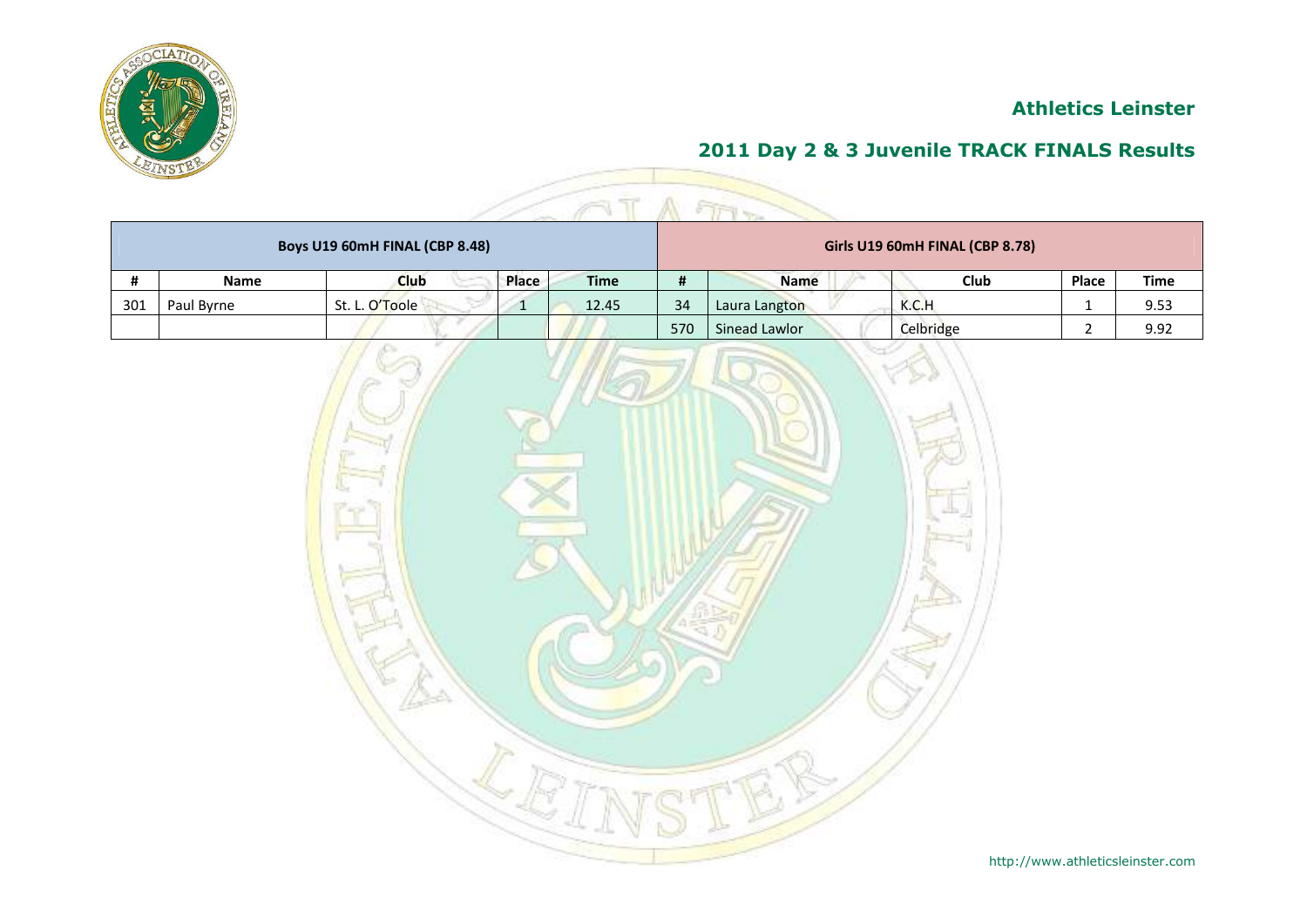# Athletics Leinster

## 2011 Day 2 & 3 Juvenile TRACK FINALS Results

| Boys U19 60mH FINAL (CBP 8.48) | | | | | Girls U19 60mH FINAL (CBP 8.78) | | | | |
|---|---|---|---|---|---|---|---|---|---|
| # | Name | Club | Place | Time | # | Name | Club | Place | Time |
| 301 | Paul Byrne | St. L. O'Toole | 1 | 12.45 | 34 | Laura Langton | K.C.H | 1 | 9.53 |
| | | | | | 570 | Sinead Lawlor | Celbridge | 2 | 9.92 |

http://www.athleticsleinster.com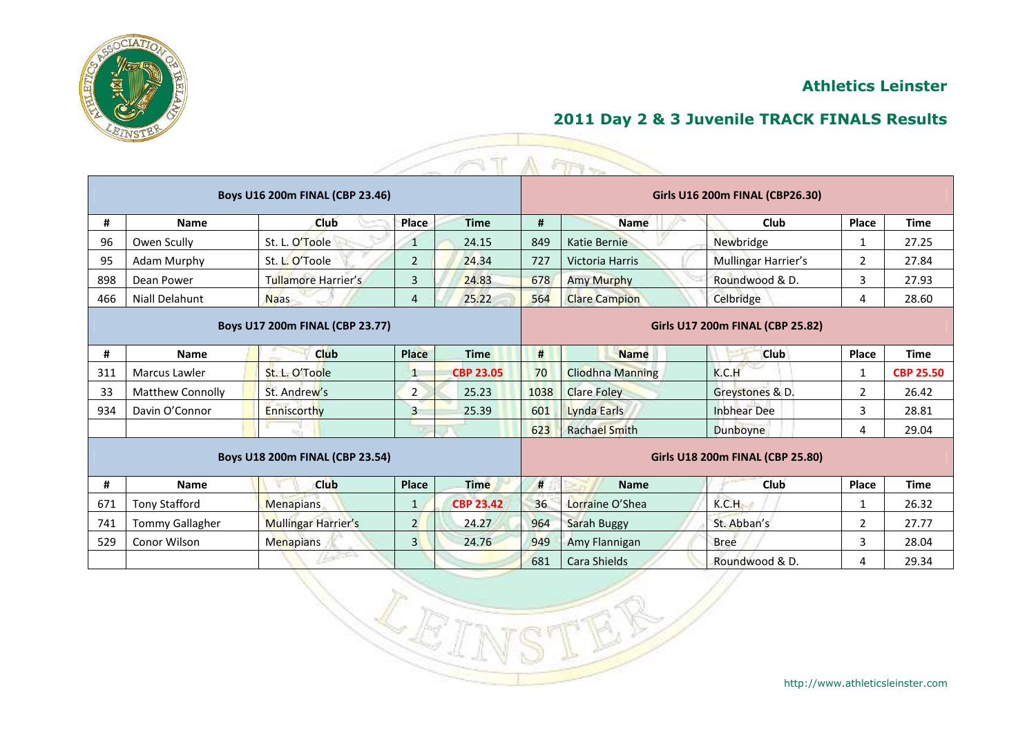## Athletics Leinster

## 2011 Day 2 & 3 Juvenile TRACK FINALS Results

| Boys U16 200m FINAL (CBP 23.46) | | | | | Girls U16 200m FINAL (CBP26.30) | | | | |
|---|---|---|---|---|---|---|---|---|---|
| # | Name | Club | Place | Time | # | Name | Club | Place | Time |
| 96 | Owen Scully | St. L. O'Toole | 1 | 24.15 | 849 | Katie Bernie | Newbridge | 1 | 27.25 |
| 95 | Adam Murphy | St. L. O'Toole | 2 | 24.34 | 727 | Victoria Harris | Mullingar Harrier's | 2 | 27.84 |
| 898 | Dean Power | Tullamore Harrier's | 3 | 24.83 | 678 | Amy Murphy | Roundwood & D. | 3 | 27.93 |
| 466 | Niall Delahunt | Naas | 4 | 25.22 | 564 | Clare Campion | Celbridge | 4 | 28.60 |

| Boys U17 200m FINAL (CBP 23.77) | | | | | Girls U17 200m FINAL (CBP 25.82) | | | | |
|---|---|---|---|---|---|---|---|---|---|
| # | Name | Club | Place | Time | # | Name | Club | Place | Time |
| 311 | Marcus Lawler | St. L. O'Toole | 1 | **CBP 23.05** | 70 | Cliodhna Manning | K.C.H | 1 | **CBP 25.50** |
| 33 | Matthew Connolly | St. Andrew's | 2 | 25.23 | 1038 | Clare Foley | Greystones & D. | 2 | 26.42 |
| 934 | Davin O'Connor | Enniscorthy | 3 | 25.39 | 601 | Lynda Earls | Inbhear Dee | 3 | 28.81 |
| | | | | | 623 | Rachael Smith | Dunboyne | 4 | 29.04 |

| Boys U18 200m FINAL (CBP 23.54) | | | | | Girls U18 200m FINAL (CBP 25.80) | | | | |
|---|---|---|---|---|---|---|---|---|---|
| # | Name | Club | Place | Time | # | Name | Club | Place | Time |
| 671 | Tony Stafford | Menapians | 1 | **CBP 23.42** | 36 | Lorraine O'Shea | K.C.H | 1 | 26.32 |
| 741 | Tommy Gallagher | Mullingar Harrier's | 2 | 24.27 | 964 | Sarah Buggy | St. Abban's | 2 | 27.77 |
| 529 | Conor Wilson | Menapians | 3 | 24.76 | 949 | Amy Flannigan | Bree | 3 | 28.04 |
| | | | | | 681 | Cara Shields | Roundwood & D. | 4 | 29.34 |

http://www.athleticsleinster.com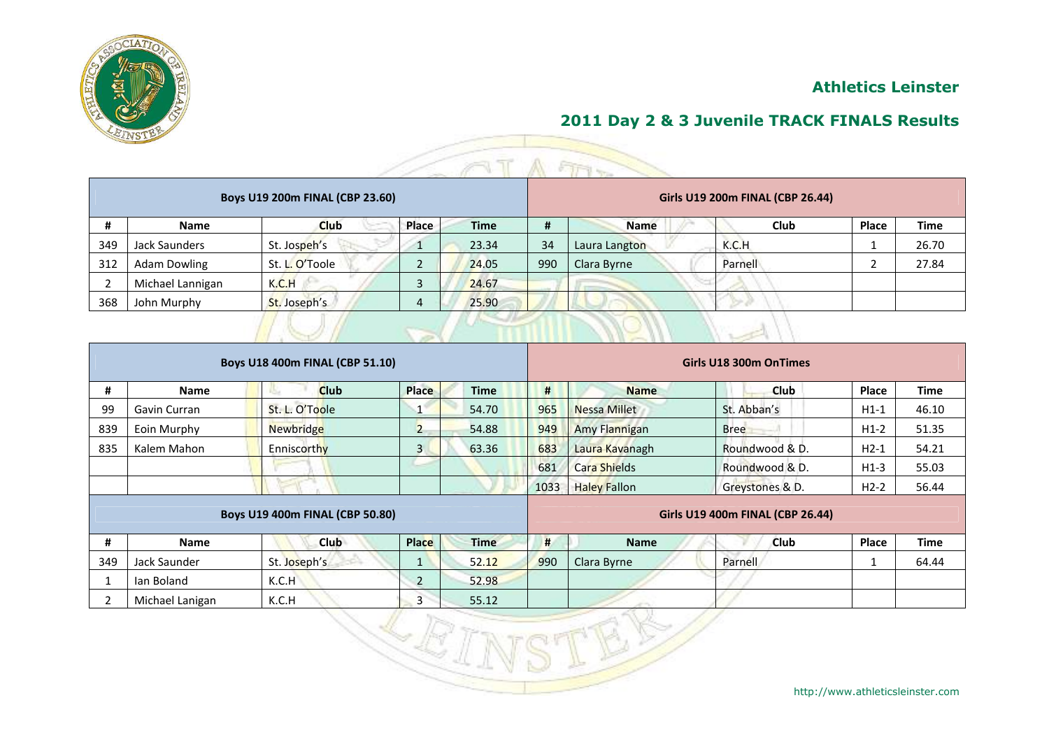## Athletics Leinster

## 2011 Day 2 & 3 Juvenile TRACK FINALS Results

| Boys U19 200m FINAL (CBP 23.60) | | | | | Girls U19 200m FINAL (CBP 26.44) | | | | |
|---|---|---|---|---|---|---|---|---|---|
| # | Name | Club | Place | Time | # | Name | Club | Place | Time |
| 349 | Jack Saunders | St. Jospeh's | 1 | 23.34 | 34 | Laura Langton | K.C.H | 1 | 26.70 |
| 312 | Adam Dowling | St. L. O'Toole | 2 | 24.05 | 990 | Clara Byrne | Parnell | 2 | 27.84 |
| 2 | Michael Lannigan | K.C.H | 3 | 24.67 | | | | | |
| 368 | John Murphy | St. Joseph's | 4 | 25.90 | | | | | |

| Boys U18 400m FINAL (CBP 51.10) | | | | | Girls U18 300m OnTimes | | | | |
|---|---|---|---|---|---|---|---|---|---|
| # | Name | Club | Place | Time | # | Name | Club | Place | Time |
| 99 | Gavin Curran | St. L. O'Toole | 1 | 54.70 | 965 | Nessa Millet | St. Abban's | H1-1 | 46.10 |
| 839 | Eoin Murphy | Newbridge | 2 | 54.88 | 949 | Amy Flannigan | Bree | H1-2 | 51.35 |
| 835 | Kalem Mahon | Enniscorthy | 3 | 63.36 | 683 | Laura Kavanagh | Roundwood & D. | H2-1 | 54.21 |
| | | | | | 681 | Cara Shields | Roundwood & D. | H1-3 | 55.03 |
| | | | | | 1033 | Haley Fallon | Greystones & D. | H2-2 | 56.44 |

| Boys U19 400m FINAL (CBP 50.80) | | | | | Girls U19 400m FINAL (CBP 26.44) | | | | |
|---|---|---|---|---|---|---|---|---|---|
| # | Name | Club | Place | Time | # | Name | Club | Place | Time |
| 349 | Jack Saunder | St. Joseph's | 1 | 52.12 | 990 | Clara Byrne | Parnell | 1 | 64.44 |
| 1 | Ian Boland | K.C.H | 2 | 52.98 | | | | | |
| 2 | Michael Lanigan | K.C.H | 3 | 55.12 | | | | | |

http://www.athleticsleinster.com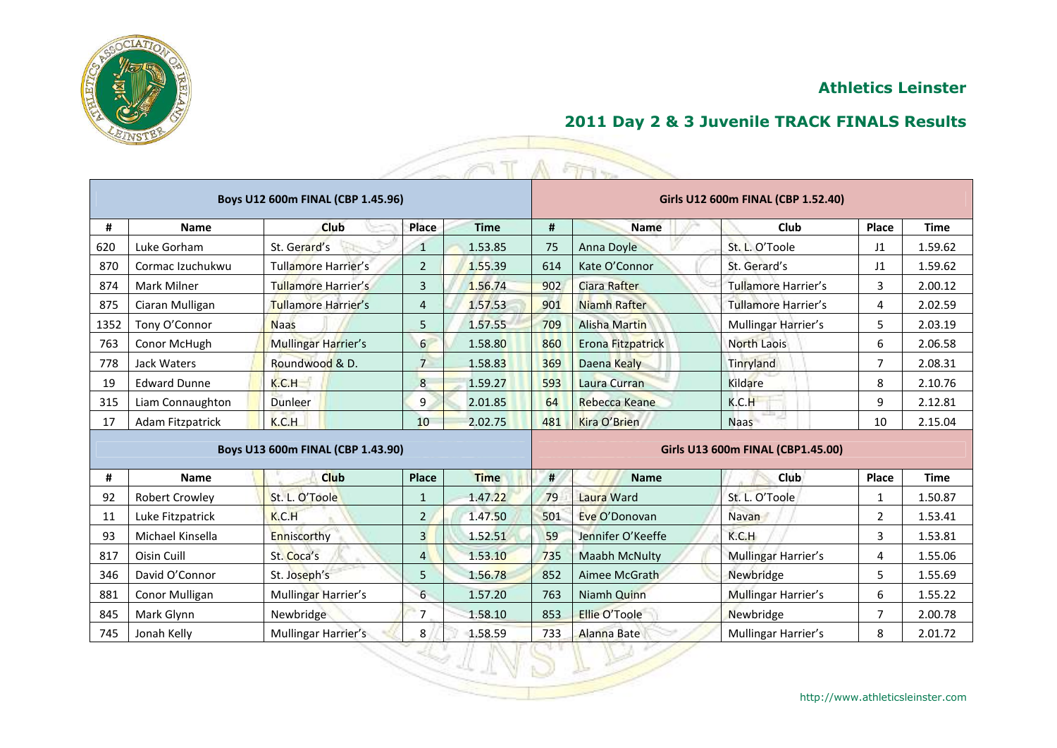## Athletics Leinster

## 2011 Day 2 & 3 Juvenile TRACK FINALS Results

| Boys U12 600m FINAL (CBP 1.45.96) | | | | |
|---|---|---|---|---|
| # | Name | Club | Place | Time |
| 620 | Luke Gorham | St. Gerard's | 1 | 1.53.85 |
| 870 | Cormac Izuchukwu | Tullamore Harrier's | 2 | 1.55.39 |
| 874 | Mark Milner | Tullamore Harrier's | 3 | 1.56.74 |
| 875 | Ciaran Mulligan | Tullamore Harrier's | 4 | 1.57.53 |
| 1352 | Tony O'Connor | Naas | 5 | 1.57.55 |
| 763 | Conor McHugh | Mullingar Harrier's | 6 | 1.58.80 |
| 778 | Jack Waters | Roundwood & D. | 7 | 1.58.83 |
| 19 | Edward Dunne | K.C.H | 8 | 1.59.27 |
| 315 | Liam Connaughton | Dunleer | 9 | 2.01.85 |
| 17 | Adam Fitzpatrick | K.C.H | 10 | 2.02.75 |

| Girls U12 600m FINAL (CBP 1.52.40) | | | | |
|---|---|---|---|---|
| # | Name | Club | Place | Time |
| 75 | Anna Doyle | St. L. O'Toole | J1 | 1.59.62 |
| 614 | Kate O'Connor | St. Gerard's | J1 | 1.59.62 |
| 902 | Ciara Rafter | Tullamore Harrier's | 3 | 2.00.12 |
| 901 | Niamh Rafter | Tullamore Harrier's | 4 | 2.02.59 |
| 709 | Alisha Martin | Mullingar Harrier's | 5 | 2.03.19 |
| 860 | Erona Fitzpatrick | North Laois | 6 | 2.06.58 |
| 369 | Daena Kealy | Tinryland | 7 | 2.08.31 |
| 593 | Laura Curran | Kildare | 8 | 2.10.76 |
| 64 | Rebecca Keane | K.C.H | 9 | 2.12.81 |
| 481 | Kira O'Brien | Naas | 10 | 2.15.04 |

| Boys U13 600m FINAL (CBP 1.43.90) | | | | |
|---|---|---|---|---|
| # | Name | Club | Place | Time |
| 92 | Robert Crowley | St. L. O'Toole | 1 | 1.47.22 |
| 11 | Luke Fitzpatrick | K.C.H | 2 | 1.47.50 |
| 93 | Michael Kinsella | Enniscorthy | 3 | 1.52.51 |
| 817 | Oisin Cuill | St. Coca's | 4 | 1.53.10 |
| 346 | David O'Connor | St. Joseph's | 5 | 1.56.78 |
| 881 | Conor Mulligan | Mullingar Harrier's | 6 | 1.57.20 |
| 845 | Mark Glynn | Newbridge | 7 | 1.58.10 |
| 745 | Jonah Kelly | Mullingar Harrier's | 8 | 1.58.59 |

| Girls U13 600m FINAL (CBP1.45.00) | | | | |
|---|---|---|---|---|
| # | Name | Club | Place | Time |
| 79 | Laura Ward | St. L. O'Toole | 1 | 1.50.87 |
| 501 | Eve O'Donovan | Navan | 2 | 1.53.41 |
| 59 | Jennifer O'Keeffe | K.C.H | 3 | 1.53.81 |
| 735 | Maabh McNulty | Mullingar Harrier's | 4 | 1.55.06 |
| 852 | Aimee McGrath | Newbridge | 5 | 1.55.69 |
| 763 | Niamh Quinn | Mullingar Harrier's | 6 | 1.55.22 |
| 853 | Ellie O'Toole | Newbridge | 7 | 2.00.78 |
| 733 | Alanna Bate | Mullingar Harrier's | 8 | 2.01.72 |

http://www.athleticsleinster.com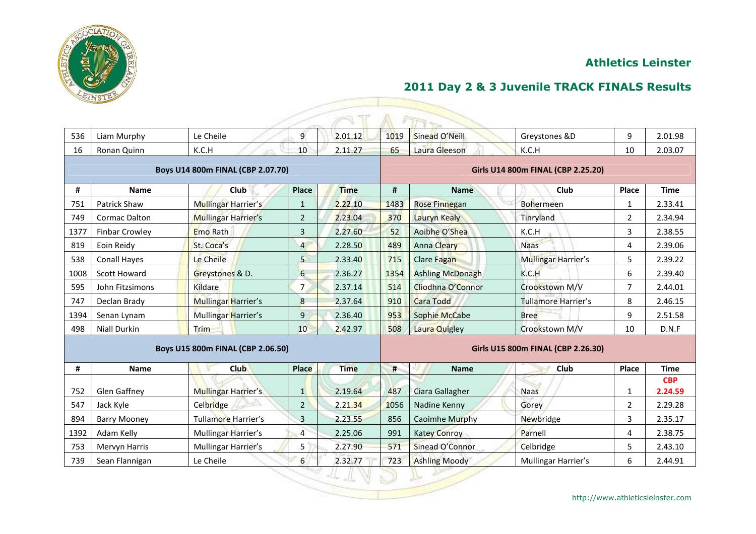## Athletics Leinster

## 2011 Day 2 & 3 Juvenile TRACK FINALS Results

| # | Name | Club | Place | Time | # | Name | Club | Place | Time |
|---|---|---|---|---|---|---|---|---|---|
| 536 | Liam Murphy | Le Cheile | 9 | 2.01.12 | 1019 | Sinead O'Neill | Greystones &D | 9 | 2.01.98 |
| 16 | Ronan Quinn | K.C.H | 10 | 2.11.27 | 65 | Laura Gleeson | K.C.H | 10 | 2.03.07 |

| Boys U14 800m FINAL (CBP 2.07.70) | | | | | Girls U14 800m FINAL (CBP 2.25.20) | | | | |
|---|---|---|---|---|---|---|---|---|---|
| # | Name | Club | Place | Time | # | Name | Club | Place | Time |
| 751 | Patrick Shaw | Mullingar Harrier's | 1 | 2.22.10 | 1483 | Rose Finnegan | Bohermeen | 1 | 2.33.41 |
| 749 | Cormac Dalton | Mullingar Harrier's | 2 | 2.23.04 | 370 | Lauryn Kealy | Tinryland | 2 | 2.34.94 |
| 1377 | Finbar Crowley | Emo Rath | 3 | 2.27.60 | 52 | Aoibhe O'Shea | K.C.H | 3 | 2.38.55 |
| 819 | Eoin Reidy | St. Coca's | 4 | 2.28.50 | 489 | Anna Cleary | Naas | 4 | 2.39.06 |
| 538 | Conall Hayes | Le Cheile | 5 | 2.33.40 | 715 | Clare Fagan | Mullingar Harrier's | 5 | 2.39.22 |
| 1008 | Scott Howard | Greystones & D. | 6 | 2.36.27 | 1354 | Ashling McDonagh | K.C.H | 6 | 2.39.40 |
| 595 | John Fitzsimons | Kildare | 7 | 2.37.14 | 514 | Cliodhna O'Connor | Crookstown M/V | 7 | 2.44.01 |
| 747 | Declan Brady | Mullingar Harrier's | 8 | 2.37.64 | 910 | Cara Todd | Tullamore Harrier's | 8 | 2.46.15 |
| 1394 | Senan Lynam | Mullingar Harrier's | 9 | 2.36.40 | 953 | Sophie McCabe | Bree | 9 | 2.51.58 |
| 498 | Niall Durkin | Trim | 10 | 2.42.97 | 508 | Laura Quigley | Crookstown M/V | 10 | D.N.F |

| Boys U15 800m FINAL (CBP 2.06.50) | | | | | Girls U15 800m FINAL (CBP 2.26.30) | | | | |
|---|---|---|---|---|---|---|---|---|---|
| # | Name | Club | Place | Time | # | Name | Club | Place | Time |
| 752 | Glen Gaffney | Mullingar Harrier's | 1 | 2.19.64 | 487 | Ciara Gallagher | Naas | 1 | **CBP 2.24.59** |
| 547 | Jack Kyle | Celbridge | 2 | 2.21.34 | 1056 | Nadine Kenny | Gorey | 2 | 2.29.28 |
| 894 | Barry Mooney | Tullamore Harrier's | 3 | 2.23.55 | 856 | Caoimhe Murphy | Newbridge | 3 | 2.35.17 |
| 1392 | Adam Kelly | Mullingar Harrier's | 4 | 2.25.06 | 991 | Katey Conroy | Parnell | 4 | 2.38.75 |
| 753 | Mervyn Harris | Mullingar Harrier's | 5 | 2.27.90 | 571 | Sinead O'Connor | Celbridge | 5 | 2.43.10 |
| 739 | Sean Flannigan | Le Cheile | 6 | 2.32.77 | 723 | Ashling Moody | Mullingar Harrier's | 6 | 2.44.91 |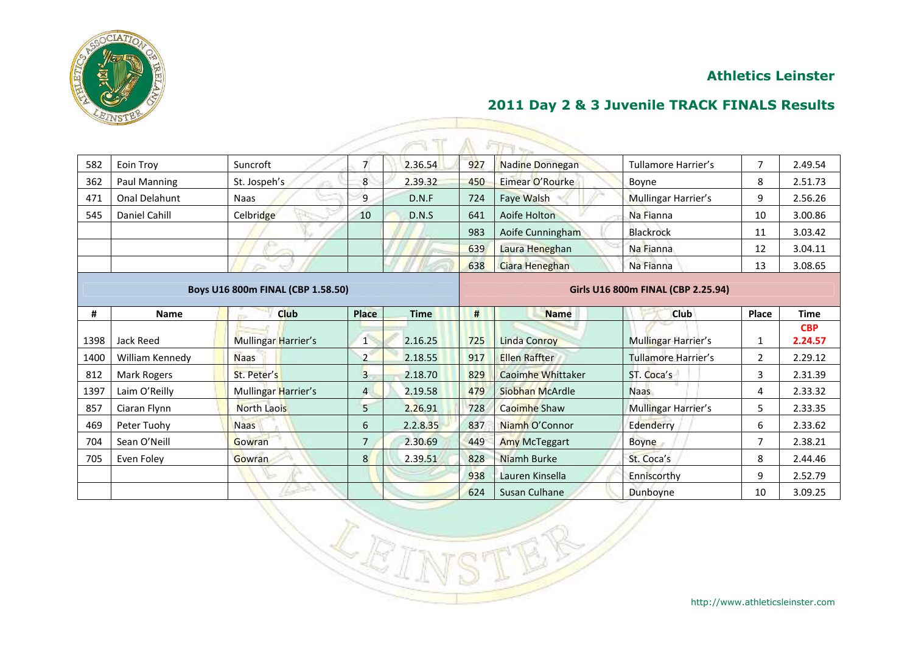## Athletics Leinster

## 2011 Day 2 & 3 Juvenile TRACK FINALS Results

| 582 | Eoin Troy | Suncroft | 7 | 2.36.54 | 927 | Nadine Donnegan | Tullamore Harrier's | 7 | 2.49.54 |
|---|---|---|---|---|---|---|---|---|---|
| 362 | Paul Manning | St. Jospeh's | 8 | 2.39.32 | 450 | Eimear O'Rourke | Boyne | 8 | 2.51.73 |
| 471 | Onal Delahunt | Naas | 9 | D.N.F | 724 | Faye Walsh | Mullingar Harrier's | 9 | 2.56.26 |
| 545 | Daniel Cahill | Celbridge | 10 | D.N.S | 641 | Aoife Holton | Na Fianna | 10 | 3.00.86 |
| | | | | | 983 | Aoife Cunningham | Blackrock | 11 | 3.03.42 |
| | | | | | 639 | Laura Heneghan | Na Fianna | 12 | 3.04.11 |
| | | | | | 638 | Ciara Heneghan | Na Fianna | 13 | 3.08.65 |

| Boys U16 800m FINAL (CBP 1.58.50) | | | | | Girls U16 800m FINAL (CBP 2.25.94) | | | | |
|---|---|---|---|---|---|---|---|---|---|
| # | Name | Club | Place | Time | # | Name | Club | Place | Time |
| 1398 | Jack Reed | Mullingar Harrier's | 1 | 2.16.25 | 725 | Linda Conroy | Mullingar Harrier's | 1 | **CBP 2.24.57** |
| 1400 | William Kennedy | Naas | 2 | 2.18.55 | 917 | Ellen Raffter | Tullamore Harrier's | 2 | 2.29.12 |
| 812 | Mark Rogers | St. Peter's | 3 | 2.18.70 | 829 | Caoimhe Whittaker | ST. Coca's | 3 | 2.31.39 |
| 1397 | Laim O'Reilly | Mullingar Harrier's | 4 | 2.19.58 | 479 | Siobhan McArdle | Naas | 4 | 2.33.32 |
| 857 | Ciaran Flynn | North Laois | 5 | 2.26.91 | 728 | Caoimhe Shaw | Mullingar Harrier's | 5 | 2.33.35 |
| 469 | Peter Tuohy | Naas | 6 | 2.2.8.35 | 837 | Niamh O'Connor | Edenderry | 6 | 2.33.62 |
| 704 | Sean O'Neill | Gowran | 7 | 2.30.69 | 449 | Amy McTeggart | Boyne | 7 | 2.38.21 |
| 705 | Even Foley | Gowran | 8 | 2.39.51 | 828 | Niamh Burke | St. Coca's | 8 | 2.44.46 |
| | | | | | 938 | Lauren Kinsella | Enniscorthy | 9 | 2.52.79 |
| | | | | | 624 | Susan Culhane | Dunboyne | 10 | 3.09.25 |

http://www.athleticsleinster.com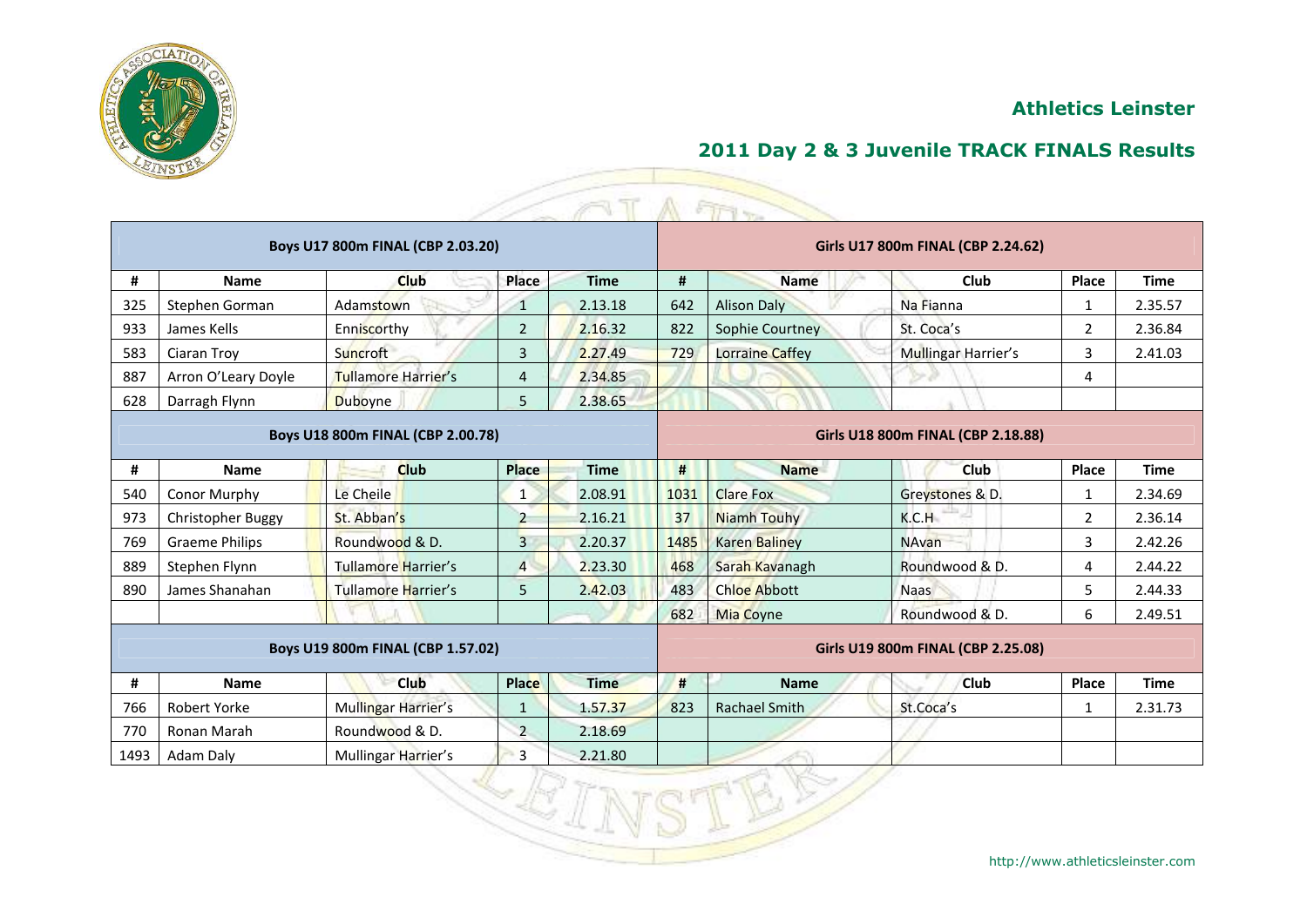## Athletics Leinster

## 2011 Day 2 & 3 Juvenile TRACK FINALS Results

| Boys U17 800m FINAL (CBP 2.03.20) | | | | | Girls U17 800m FINAL (CBP 2.24.62) | | | | |
|---|---|---|---|---|---|---|---|---|---|
| # | Name | Club | Place | Time | # | Name | Club | Place | Time |
| 325 | Stephen Gorman | Adamstown | 1 | 2.13.18 | 642 | Alison Daly | Na Fianna | 1 | 2.35.57 |
| 933 | James Kells | Enniscorthy | 2 | 2.16.32 | 822 | Sophie Courtney | St. Coca's | 2 | 2.36.84 |
| 583 | Ciaran Troy | Suncroft | 3 | 2.27.49 | 729 | Lorraine Caffey | Mullingar Harrier's | 3 | 2.41.03 |
| 887 | Arron O'Leary Doyle | Tullamore Harrier's | 4 | 2.34.85 | | | | 4 | |
| 628 | Darragh Flynn | Duboyne | 5 | 2.38.65 | | | | | |

| Boys U18 800m FINAL (CBP 2.00.78) | | | | | Girls U18 800m FINAL (CBP 2.18.88) | | | | |
|---|---|---|---|---|---|---|---|---|---|
| # | Name | Club | Place | Time | # | Name | Club | Place | Time |
| 540 | Conor Murphy | Le Cheile | 1 | 2.08.91 | 1031 | Clare Fox | Greystones & D. | 1 | 2.34.69 |
| 973 | Christopher Buggy | St. Abban's | 2 | 2.16.21 | 37 | Niamh Touhy | K.C.H | 2 | 2.36.14 |
| 769 | Graeme Philips | Roundwood & D. | 3 | 2.20.37 | 1485 | Karen Baliney | NAvan | 3 | 2.42.26 |
| 889 | Stephen Flynn | Tullamore Harrier's | 4 | 2.23.30 | 468 | Sarah Kavanagh | Roundwood & D. | 4 | 2.44.22 |
| 890 | James Shanahan | Tullamore Harrier's | 5 | 2.42.03 | 483 | Chloe Abbott | Naas | 5 | 2.44.33 |
| | | | | | 682 | Mia Coyne | Roundwood & D. | 6 | 2.49.51 |

| Boys U19 800m FINAL (CBP 1.57.02) | | | | | Girls U19 800m FINAL (CBP 2.25.08) | | | | |
|---|---|---|---|---|---|---|---|---|---|
| # | Name | Club | Place | Time | # | Name | Club | Place | Time |
| 766 | Robert Yorke | Mullingar Harrier's | 1 | 1.57.37 | 823 | Rachael Smith | St.Coca's | 1 | 2.31.73 |
| 770 | Ronan Marah | Roundwood & D. | 2 | 2.18.69 | | | | | |
| 1493 | Adam Daly | Mullingar Harrier's | 3 | 2.21.80 | | | | | |

http://www.athleticsleinster.com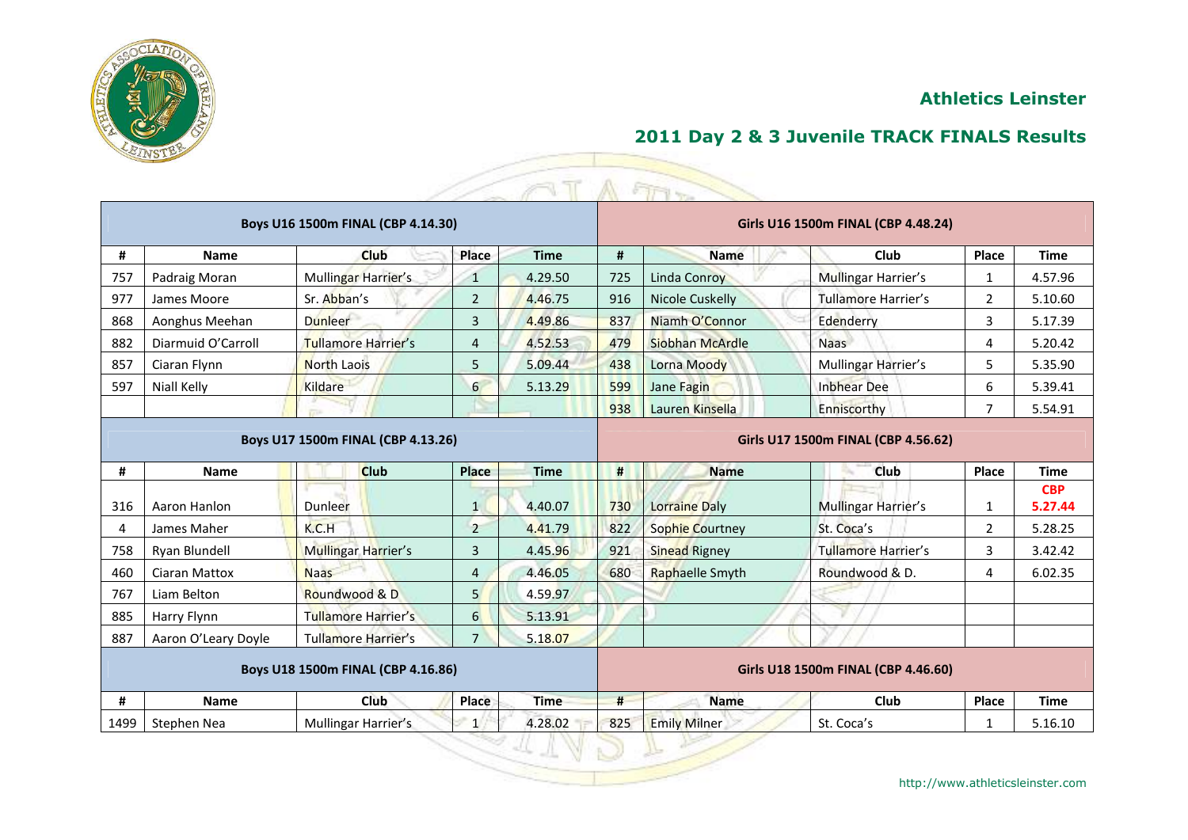## Athletics Leinster

## 2011 Day 2 & 3 Juvenile TRACK FINALS Results

| Boys U16 1500m FINAL (CBP 4.14.30) | | | | | Girls U16 1500m FINAL (CBP 4.48.24) | | | | |
|---|---|---|---|---|---|---|---|---|---|
| # | Name | Club | Place | Time | # | Name | Club | Place | Time |
| 757 | Padraig Moran | Mullingar Harrier's | 1 | 4.29.50 | 725 | Linda Conroy | Mullingar Harrier's | 1 | 4.57.96 |
| 977 | James Moore | Sr. Abban's | 2 | 4.46.75 | 916 | Nicole Cuskelly | Tullamore Harrier's | 2 | 5.10.60 |
| 868 | Aonghus Meehan | Dunleer | 3 | 4.49.86 | 837 | Niamh O'Connor | Edenderry | 3 | 5.17.39 |
| 882 | Diarmuid O'Carroll | Tullamore Harrier's | 4 | 4.52.53 | 479 | Siobhan McArdle | Naas | 4 | 5.20.42 |
| 857 | Ciaran Flynn | North Laois | 5 | 5.09.44 | 438 | Lorna Moody | Mullingar Harrier's | 5 | 5.35.90 |
| 597 | Niall Kelly | Kildare | 6 | 5.13.29 | 599 | Jane Fagin | Inbhear Dee | 6 | 5.39.41 |
| | | | | | 938 | Lauren Kinsella | Enniscorthy | 7 | 5.54.91 |

| Boys U17 1500m FINAL (CBP 4.13.26) | | | | | Girls U17 1500m FINAL (CBP 4.56.62) | | | | |
|---|---|---|---|---|---|---|---|---|---|
| # | Name | Club | Place | Time | # | Name | Club | Place | Time |
| 316 | Aaron Hanlon | Dunleer | 1 | 4.40.07 | 730 | Lorraine Daly | Mullingar Harrier's | 1 | **CBP 5.27.44** |
| 4 | James Maher | K.C.H | 2 | 4.41.79 | 822 | Sophie Courtney | St. Coca's | 2 | 5.28.25 |
| 758 | Ryan Blundell | Mullingar Harrier's | 3 | 4.45.96 | 921 | Sinead Rigney | Tullamore Harrier's | 3 | 3.42.42 |
| 460 | Ciaran Mattox | Naas | 4 | 4.46.05 | 680 | Raphaelle Smyth | Roundwood & D. | 4 | 6.02.35 |
| 767 | Liam Belton | Roundwood & D | 5 | 4.59.97 | | | | | |
| 885 | Harry Flynn | Tullamore Harrier's | 6 | 5.13.91 | | | | | |
| 887 | Aaron O'Leary Doyle | Tullamore Harrier's | 7 | 5.18.07 | | | | | |

| Boys U18 1500m FINAL (CBP 4.16.86) | | | | | Girls U18 1500m FINAL (CBP 4.46.60) | | | | |
|---|---|---|---|---|---|---|---|---|---|
| # | Name | Club | Place | Time | # | Name | Club | Place | Time |
| 1499 | Stephen Nea | Mullingar Harrier's | 1 | 4.28.02 | 825 | Emily Milner | St. Coca's | 1 | 5.16.10 |

http://www.athleticsleinster.com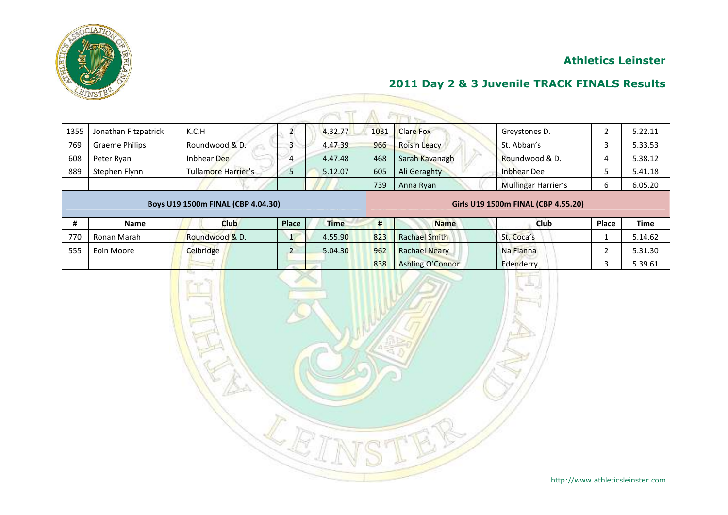## Athletics Leinster

## 2011 Day 2 & 3 Juvenile TRACK FINALS Results

| | | | | | | | | | |
|---|---|---|---|---|---|---|---|---|---|
| 1355 | Jonathan Fitzpatrick | K.C.H | 2 | 4.32.77 | 1031 | Clare Fox | Greystones D. | 2 | 5.22.11 |
| 769 | Graeme Philips | Roundwood & D. | 3 | 4.47.39 | 966 | Roisin Leacy | St. Abban's | 3 | 5.33.53 |
| 608 | Peter Ryan | Inbhear Dee | 4 | 4.47.48 | 468 | Sarah Kavanagh | Roundwood & D. | 4 | 5.38.12 |
| 889 | Stephen Flynn | Tullamore Harrier's | 5 | 5.12.07 | 605 | Ali Geraghty | Inbhear Dee | 5 | 5.41.18 |
| | | | | | 739 | Anna Ryan | Mullingar Harrier's | 6 | 6.05.20 |

| Boys U19 1500m FINAL (CBP 4.04.30) | | | | | Girls U19 1500m FINAL (CBP 4.55.20) | | | | |
|---|---|---|---|---|---|---|---|---|---|
| # | Name | Club | Place | Time | # | Name | Club | Place | Time |
| 770 | Ronan Marah | Roundwood & D. | 1 | 4.55.90 | 823 | Rachael Smith | St. Coca's | 1 | 5.14.62 |
| 555 | Eoin Moore | Celbridge | 2 | 5.04.30 | 962 | Rachael Neary | Na Fianna | 2 | 5.31.30 |
| | | | | | 838 | Ashling O'Connor | Edenderry | 3 | 5.39.61 |

http://www.athleticsleinster.com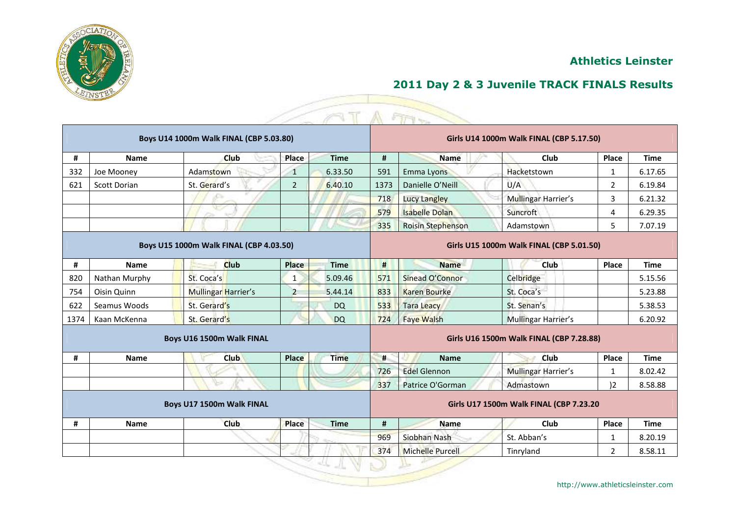## Athletics Leinster

## 2011 Day 2 & 3 Juvenile TRACK FINALS Results

| Boys U14 1000m Walk FINAL (CBP 5.03.80) | | | | | Girls U14 1000m Walk FINAL (CBP 5.17.50) | | | | |
|---|---|---|---|---|---|---|---|---|---|
| # | Name | Club | Place | Time | # | Name | Club | Place | Time |
| 332 | Joe Mooney | Adamstown | 1 | 6.33.50 | 591 | Emma Lyons | Hacketstown | 1 | 6.17.65 |
| 621 | Scott Dorian | St. Gerard's | 2 | 6.40.10 | 1373 | Danielle O'Neill | U/A | 2 | 6.19.84 |
| | | | | | 718 | Lucy Langley | Mullingar Harrier's | 3 | 6.21.32 |
| | | | | | 579 | Isabelle Dolan | Suncroft | 4 | 6.29.35 |
| | | | | | 335 | Roisin Stephenson | Adamstown | 5 | 7.07.19 |

| Boys U15 1000m Walk FINAL (CBP 4.03.50) | | | | | Girls U15 1000m Walk FINAL (CBP 5.01.50) | | | | |
|---|---|---|---|---|---|---|---|---|---|
| # | Name | Club | Place | Time | # | Name | Club | Place | Time |
| 820 | Nathan Murphy | St. Coca's | 1 | 5.09.46 | 571 | Sinead O'Connor | Celbridge | | 5.15.56 |
| 754 | Oisin Quinn | Mullingar Harrier's | 2 | 5.44.14 | 833 | Karen Bourke | St. Coca's | | 5.23.88 |
| 622 | Seamus Woods | St. Gerard's | | DQ | 533 | Tara Leacy | St. Senan's | | 5.38.53 |
| 1374 | Kaan McKenna | St. Gerard's | | DQ | 724 | Faye Walsh | Mullingar Harrier's | | 6.20.92 |

| Boys U16 1500m Walk FINAL | | | | | Girls U16 1500m Walk FINAL (CBP 7.28.88) | | | | |
|---|---|---|---|---|---|---|---|---|---|
| # | Name | Club | Place | Time | # | Name | Club | Place | Time |
| | | | | | 726 | Edel Glennon | Mullingar Harrier's | 1 | 8.02.42 |
| | | | | | 337 | Patrice O'Gorman | Admastown | )2 | 8.58.88 |

| Boys U17 1500m Walk FINAL | | | | | Girls U17 1500m Walk FINAL (CBP 7.23.20 | | | | |
|---|---|---|---|---|---|---|---|---|---|
| # | Name | Club | Place | Time | # | Name | Club | Place | Time |
| | | | | | 969 | Siobhan Nash | St. Abban's | 1 | 8.20.19 |
| | | | | | 374 | Michelle Purcell | Tinryland | 2 | 8.58.11 |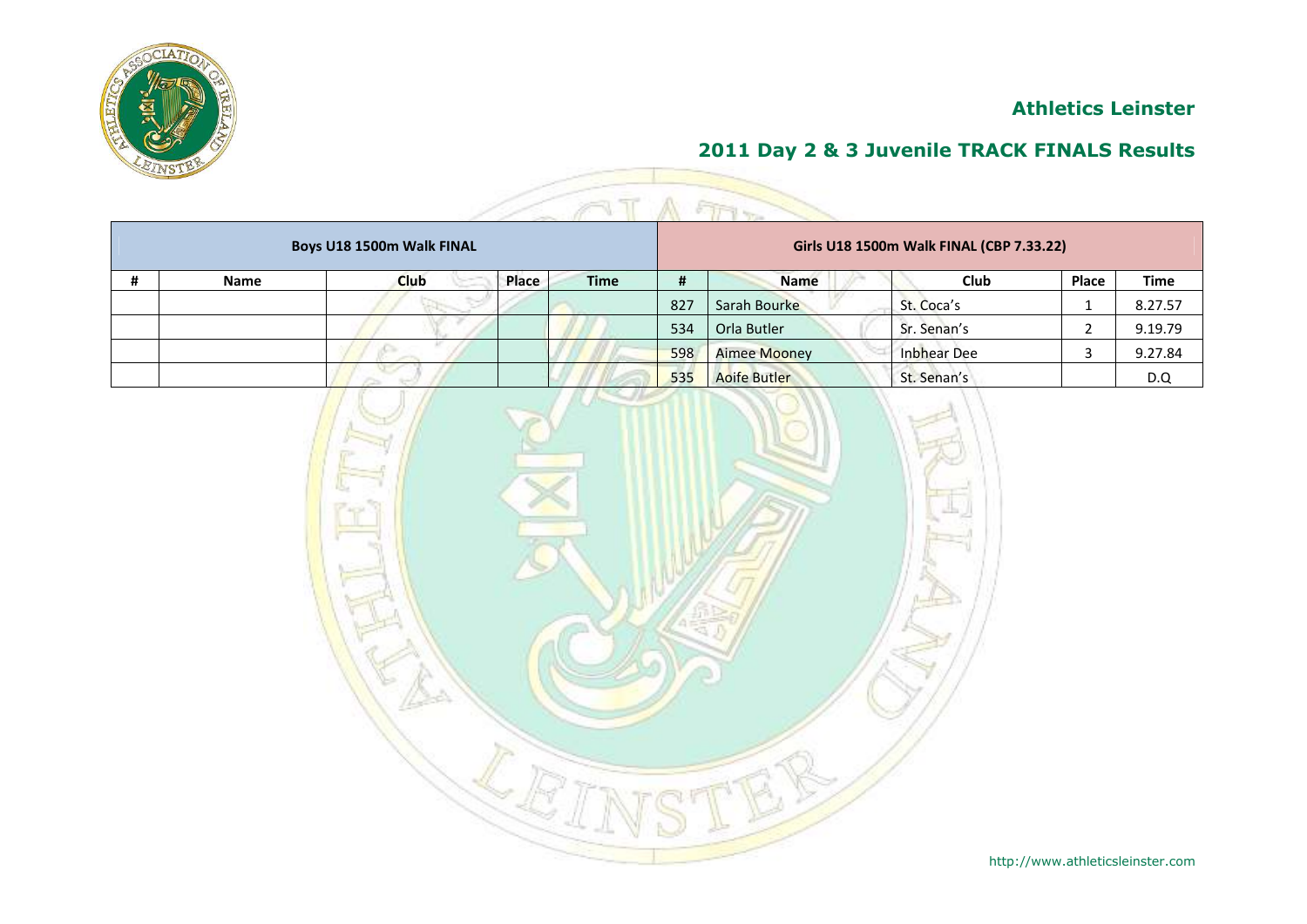## Athletics Leinster

## 2011 Day 2 & 3 Juvenile TRACK FINALS Results

| Boys U18 1500m Walk FINAL | | | | | Girls U18 1500m Walk FINAL (CBP 7.33.22) | | | | |
|---|---|---|---|---|---|---|---|---|---|
| # | Name | Club | Place | Time | # | Name | Club | Place | Time |
| | | | | | 827 | Sarah Bourke | St. Coca's | 1 | 8.27.57 |
| | | | | | 534 | Orla Butler | Sr. Senan's | 2 | 9.19.79 |
| | | | | | 598 | Aimee Mooney | Inbhear Dee | 3 | 9.27.84 |
| | | | | | 535 | Aoife Butler | St. Senan's | | D.Q |

http://www.athleticsleinster.com